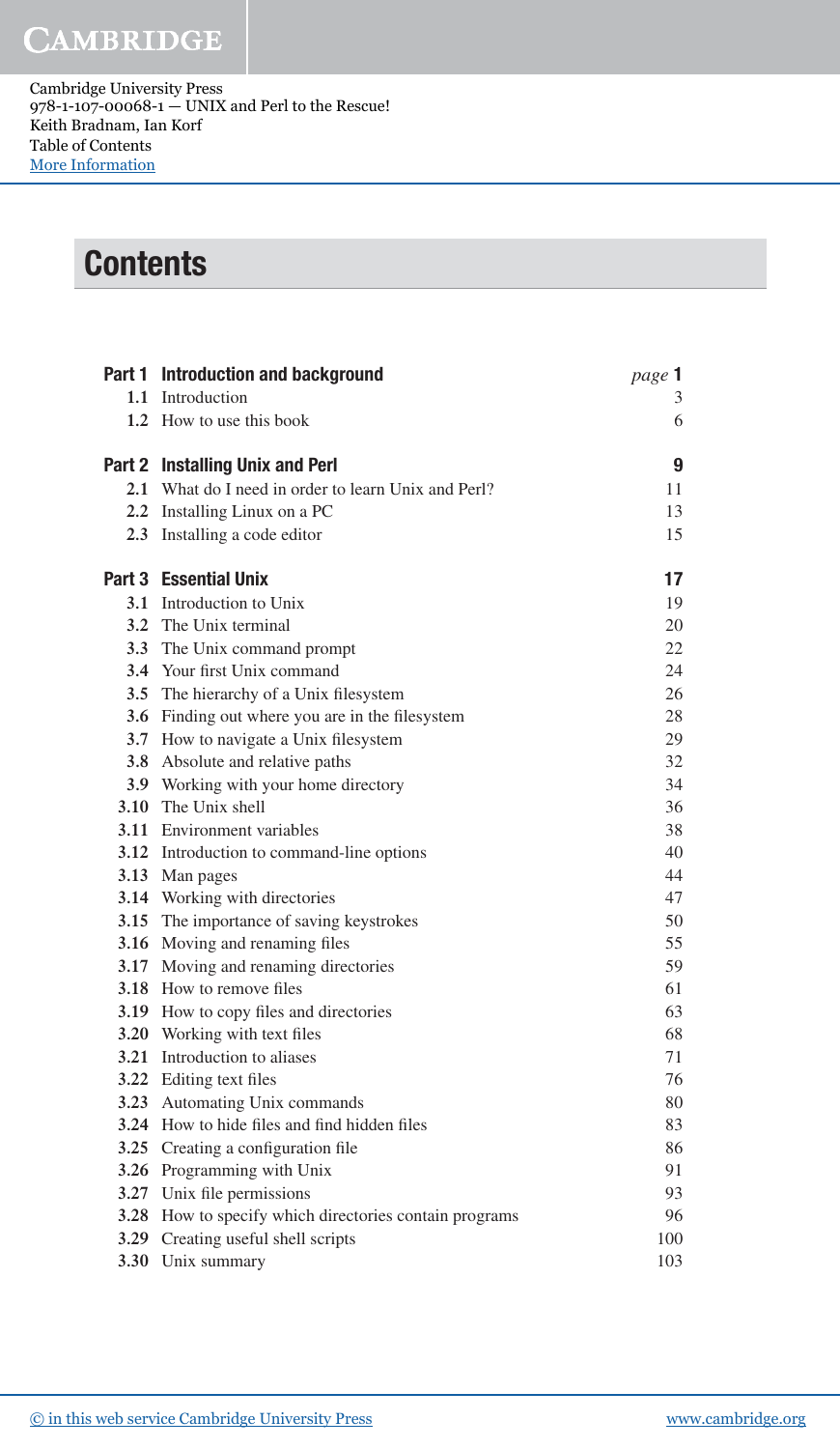Cambridge University Press
978-1-107-00068-1 — UNIX and Perl to the Rescue!
Keith Bradnam, Ian Korf
Table of Contents
More Information

# Contents

| | | |
|---|---|---|
| **Part 1** | **Introduction and background** | *page* **1** |
| **1.1** | Introduction | 3 |
| **1.2** | How to use this book | 6 |
| **Part 2** | **Installing Unix and Perl** | **9** |
| **2.1** | What do I need in order to learn Unix and Perl? | 11 |
| **2.2** | Installing Linux on a PC | 13 |
| **2.3** | Installing a code editor | 15 |
| **Part 3** | **Essential Unix** | **17** |
| **3.1** | Introduction to Unix | 19 |
| **3.2** | The Unix terminal | 20 |
| **3.3** | The Unix command prompt | 22 |
| **3.4** | Your first Unix command | 24 |
| **3.5** | The hierarchy of a Unix filesystem | 26 |
| **3.6** | Finding out where you are in the filesystem | 28 |
| **3.7** | How to navigate a Unix filesystem | 29 |
| **3.8** | Absolute and relative paths | 32 |
| **3.9** | Working with your home directory | 34 |
| **3.10** | The Unix shell | 36 |
| **3.11** | Environment variables | 38 |
| **3.12** | Introduction to command-line options | 40 |
| **3.13** | Man pages | 44 |
| **3.14** | Working with directories | 47 |
| **3.15** | The importance of saving keystrokes | 50 |
| **3.16** | Moving and renaming files | 55 |
| **3.17** | Moving and renaming directories | 59 |
| **3.18** | How to remove files | 61 |
| **3.19** | How to copy files and directories | 63 |
| **3.20** | Working with text files | 68 |
| **3.21** | Introduction to aliases | 71 |
| **3.22** | Editing text files | 76 |
| **3.23** | Automating Unix commands | 80 |
| **3.24** | How to hide files and find hidden files | 83 |
| **3.25** | Creating a configuration file | 86 |
| **3.26** | Programming with Unix | 91 |
| **3.27** | Unix file permissions | 93 |
| **3.28** | How to specify which directories contain programs | 96 |
| **3.29** | Creating useful shell scripts | 100 |
| **3.30** | Unix summary | 103 |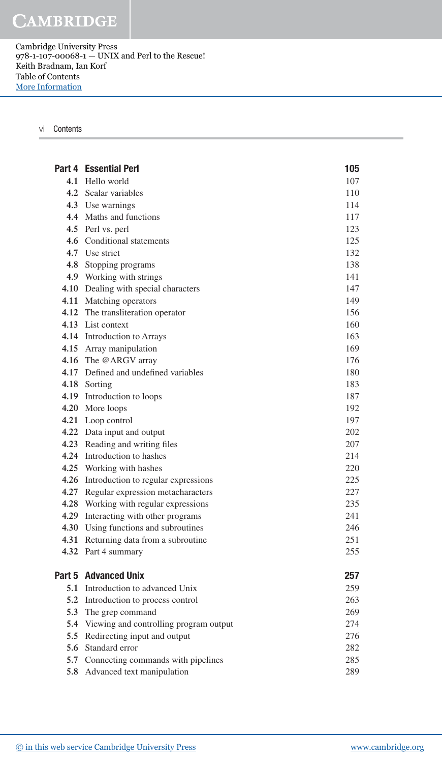| | | |
|---|---|---|
| **Part 4** | **Essential Perl** | **105** |
| **4.1** | Hello world | 107 |
| **4.2** | Scalar variables | 110 |
| **4.3** | Use warnings | 114 |
| **4.4** | Maths and functions | 117 |
| **4.5** | Perl vs. perl | 123 |
| **4.6** | Conditional statements | 125 |
| **4.7** | Use strict | 132 |
| **4.8** | Stopping programs | 138 |
| **4.9** | Working with strings | 141 |
| **4.10** | Dealing with special characters | 147 |
| **4.11** | Matching operators | 149 |
| **4.12** | The transliteration operator | 156 |
| **4.13** | List context | 160 |
| **4.14** | Introduction to Arrays | 163 |
| **4.15** | Array manipulation | 169 |
| **4.16** | The @ARGV array | 176 |
| **4.17** | Defined and undefined variables | 180 |
| **4.18** | Sorting | 183 |
| **4.19** | Introduction to loops | 187 |
| **4.20** | More loops | 192 |
| **4.21** | Loop control | 197 |
| **4.22** | Data input and output | 202 |
| **4.23** | Reading and writing files | 207 |
| **4.24** | Introduction to hashes | 214 |
| **4.25** | Working with hashes | 220 |
| **4.26** | Introduction to regular expressions | 225 |
| **4.27** | Regular expression metacharacters | 227 |
| **4.28** | Working with regular expressions | 235 |
| **4.29** | Interacting with other programs | 241 |
| **4.30** | Using functions and subroutines | 246 |
| **4.31** | Returning data from a subroutine | 251 |
| **4.32** | Part 4 summary | 255 |
| **Part 5** | **Advanced Unix** | **257** |
| **5.1** | Introduction to advanced Unix | 259 |
| **5.2** | Introduction to process control | 263 |
| **5.3** | The grep command | 269 |
| **5.4** | Viewing and controlling program output | 274 |
| **5.5** | Redirecting input and output | 276 |
| **5.6** | Standard error | 282 |
| **5.7** | Connecting commands with pipelines | 285 |
| **5.8** | Advanced text manipulation | 289 |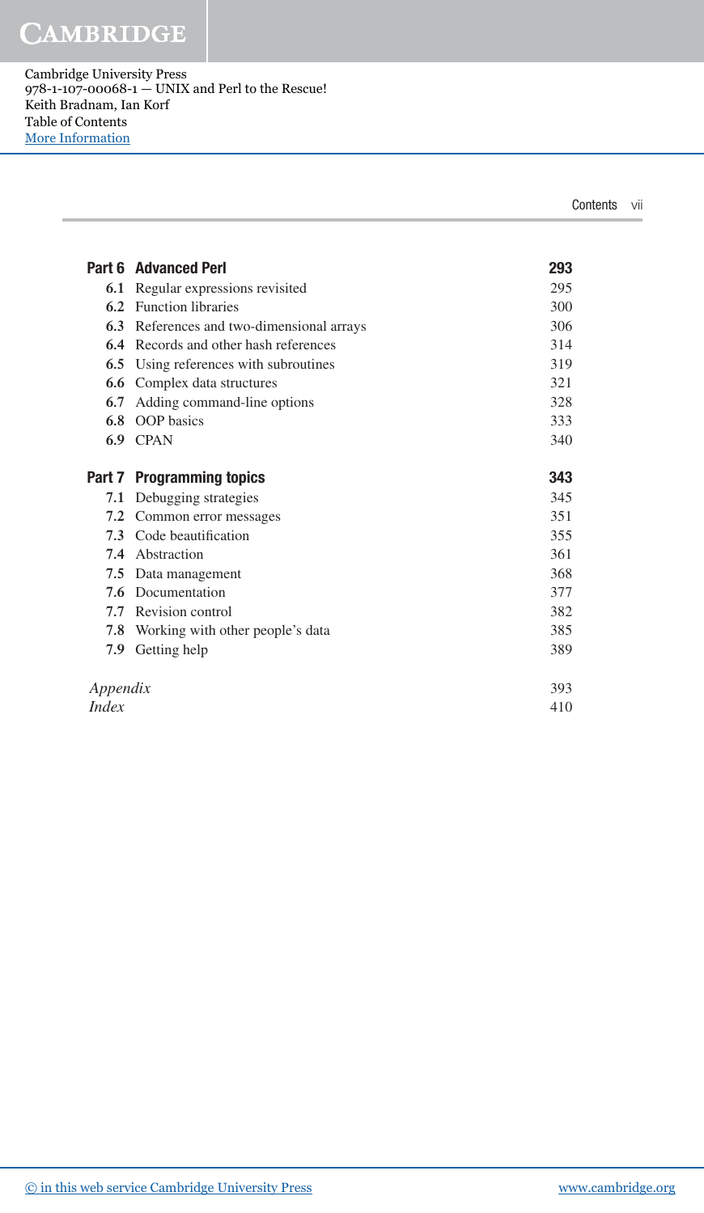Cambridge University Press
978-1-107-00068-1 — UNIX and Perl to the Rescue!
Keith Bradnam, Ian Korf
Table of Contents
More Information

| | | |
|---|---|---|
| **Part 6** | **Advanced Perl** | **293** |
| **6.1** | Regular expressions revisited | 295 |
| **6.2** | Function libraries | 300 |
| **6.3** | References and two-dimensional arrays | 306 |
| **6.4** | Records and other hash references | 314 |
| **6.5** | Using references with subroutines | 319 |
| **6.6** | Complex data structures | 321 |
| **6.7** | Adding command-line options | 328 |
| **6.8** | OOP basics | 333 |
| **6.9** | CPAN | 340 |
| **Part 7** | **Programming topics** | **343** |
| **7.1** | Debugging strategies | 345 |
| **7.2** | Common error messages | 351 |
| **7.3** | Code beautification | 355 |
| **7.4** | Abstraction | 361 |
| **7.5** | Data management | 368 |
| **7.6** | Documentation | 377 |
| **7.7** | Revision control | 382 |
| **7.8** | Working with other people's data | 385 |
| **7.9** | Getting help | 389 |
| *Appendix* | | 393 |
| *Index* | | 410 |

© in this web service Cambridge University Press www.cambridge.org